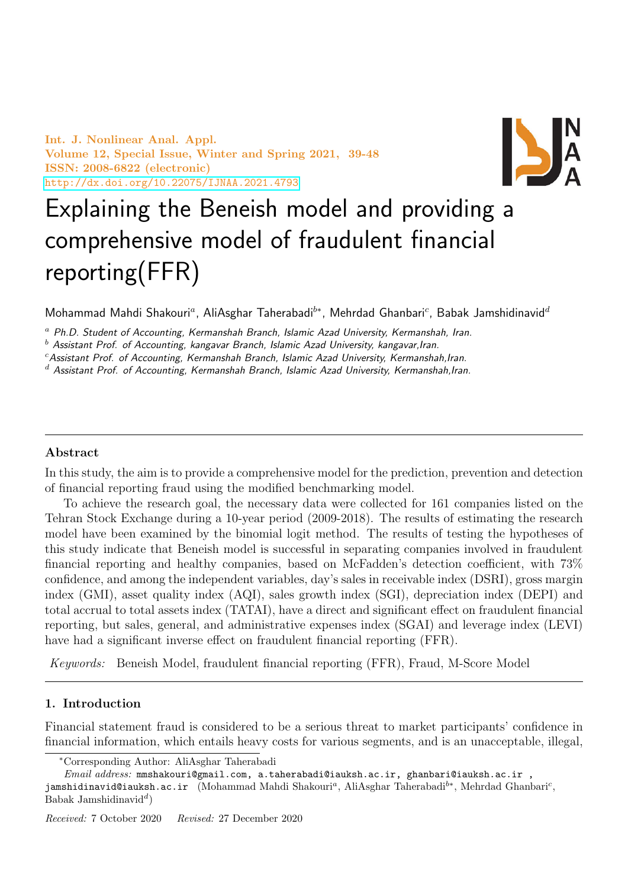# Explaining the Beneish model and providing a comprehensive model of fraudulent financial reporting(FFR)

Mohammad Mahdi Shakouri[a], AliAsghar Taherabadi[b*], Mehrdad Ghanbari[c], Babak Jamshidinavid[d]

[a] Ph.D. Student of Accounting, Kermanshah Branch, Islamic Azad University, Kermanshah, Iran.
[b] Assistant Prof. of Accounting, kangavar Branch, Islamic Azad University, kangavar,Iran.
[c] Assistant Prof. of Accounting, Kermanshah Branch, Islamic Azad University, Kermanshah,Iran.
[d] Assistant Prof. of Accounting, Kermanshah Branch, Islamic Azad University, Kermanshah,Iran.

## Abstract

In this study, the aim is to provide a comprehensive model for the prediction, prevention and detection of financial reporting fraud using the modified benchmarking model.

To achieve the research goal, the necessary data were collected for 161 companies listed on the Tehran Stock Exchange during a 10-year period (2009-2018). The results of estimating the research model have been examined by the binomial logit method. The results of testing the hypotheses of this study indicate that Beneish model is successful in separating companies involved in fraudulent financial reporting and healthy companies, based on McFadden's detection coefficient, with 73% confidence, and among the independent variables, day's sales in receivable index (DSRI), gross margin index (GMI), asset quality index (AQI), sales growth index (SGI), depreciation index (DEPI) and total accrual to total assets index (TATAI), have a direct and significant effect on fraudulent financial reporting, but sales, general, and administrative expenses index (SGAI) and leverage index (LEVI) have had a significant inverse effect on fraudulent financial reporting (FFR).

*Keywords:* Beneish Model, fraudulent financial reporting (FFR), Fraud, M-Score Model

## 1. Introduction

Financial statement fraud is considered to be a serious threat to market participants' confidence in financial information, which entails heavy costs for various segments, and is an unacceptable, illegal,

*Corresponding Author: AliAsghar Taherabadi

*Email address:* mmshakouri@gmail.com, a.taherabadi@iauksh.ac.ir, ghanbari@iauksh.ac.ir , jamshidinavid@iauksh.ac.ir (Mohammad Mahdi Shakouri[a], AliAsghar Taherabadi[b*], Mehrdad Ghanbari[c], Babak Jamshidinavid[d])

*Received:* 7 October 2020 *Revised:* 27 December 2020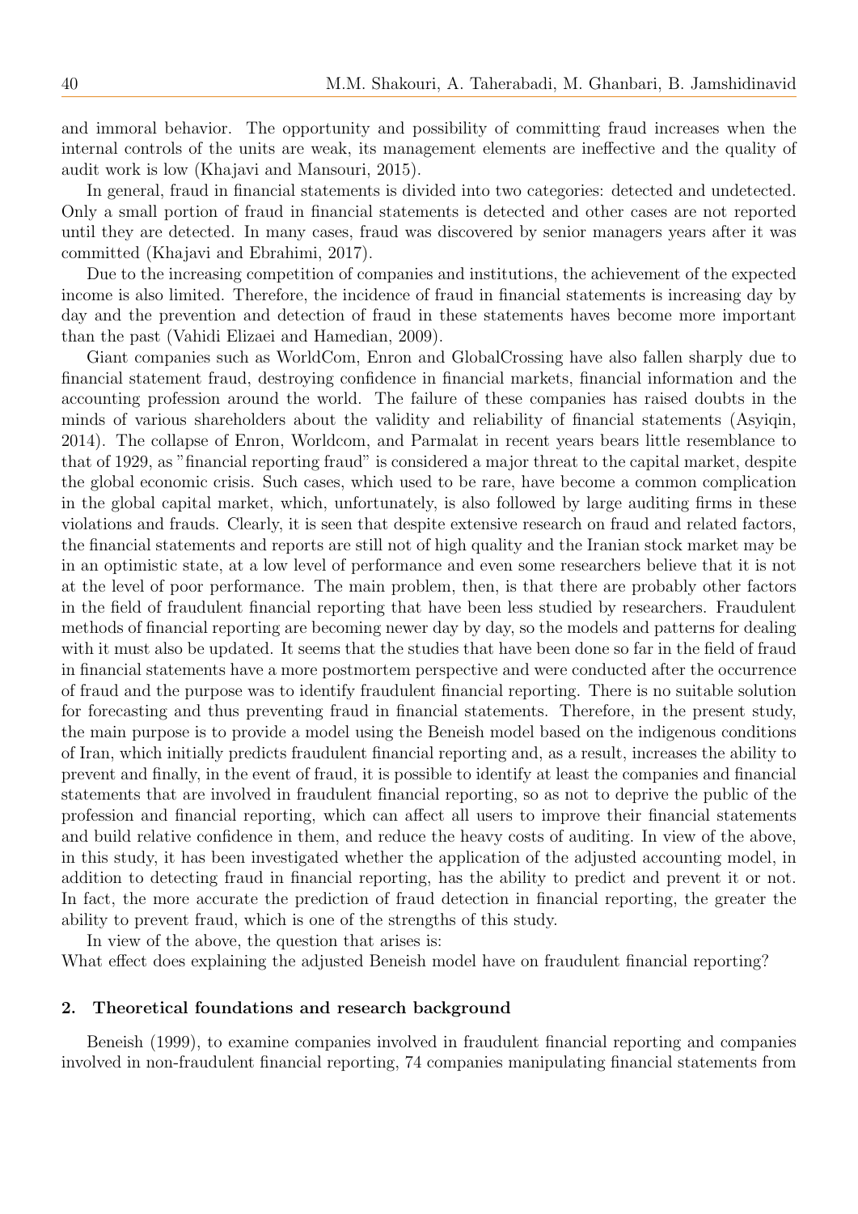and immoral behavior. The opportunity and possibility of committing fraud increases when the internal controls of the units are weak, its management elements are ineffective and the quality of audit work is low (Khajavi and Mansouri, 2015).

In general, fraud in financial statements is divided into two categories: detected and undetected. Only a small portion of fraud in financial statements is detected and other cases are not reported until they are detected. In many cases, fraud was discovered by senior managers years after it was committed (Khajavi and Ebrahimi, 2017).

Due to the increasing competition of companies and institutions, the achievement of the expected income is also limited. Therefore, the incidence of fraud in financial statements is increasing day by day and the prevention and detection of fraud in these statements haves become more important than the past (Vahidi Elizaei and Hamedian, 2009).

Giant companies such as WorldCom, Enron and GlobalCrossing have also fallen sharply due to financial statement fraud, destroying confidence in financial markets, financial information and the accounting profession around the world. The failure of these companies has raised doubts in the minds of various shareholders about the validity and reliability of financial statements (Asyiqin, 2014). The collapse of Enron, Worldcom, and Parmalat in recent years bears little resemblance to that of 1929, as "financial reporting fraud" is considered a major threat to the capital market, despite the global economic crisis. Such cases, which used to be rare, have become a common complication in the global capital market, which, unfortunately, is also followed by large auditing firms in these violations and frauds. Clearly, it is seen that despite extensive research on fraud and related factors, the financial statements and reports are still not of high quality and the Iranian stock market may be in an optimistic state, at a low level of performance and even some researchers believe that it is not at the level of poor performance. The main problem, then, is that there are probably other factors in the field of fraudulent financial reporting that have been less studied by researchers. Fraudulent methods of financial reporting are becoming newer day by day, so the models and patterns for dealing with it must also be updated. It seems that the studies that have been done so far in the field of fraud in financial statements have a more postmortem perspective and were conducted after the occurrence of fraud and the purpose was to identify fraudulent financial reporting. There is no suitable solution for forecasting and thus preventing fraud in financial statements. Therefore, in the present study, the main purpose is to provide a model using the Beneish model based on the indigenous conditions of Iran, which initially predicts fraudulent financial reporting and, as a result, increases the ability to prevent and finally, in the event of fraud, it is possible to identify at least the companies and financial statements that are involved in fraudulent financial reporting, so as not to deprive the public of the profession and financial reporting, which can affect all users to improve their financial statements and build relative confidence in them, and reduce the heavy costs of auditing. In view of the above, in this study, it has been investigated whether the application of the adjusted accounting model, in addition to detecting fraud in financial reporting, has the ability to predict and prevent it or not. In fact, the more accurate the prediction of fraud detection in financial reporting, the greater the ability to prevent fraud, which is one of the strengths of this study.

In view of the above, the question that arises is:
What effect does explaining the adjusted Beneish model have on fraudulent financial reporting?

## 2. Theoretical foundations and research background

Beneish (1999), to examine companies involved in fraudulent financial reporting and companies involved in non-fraudulent financial reporting, 74 companies manipulating financial statements from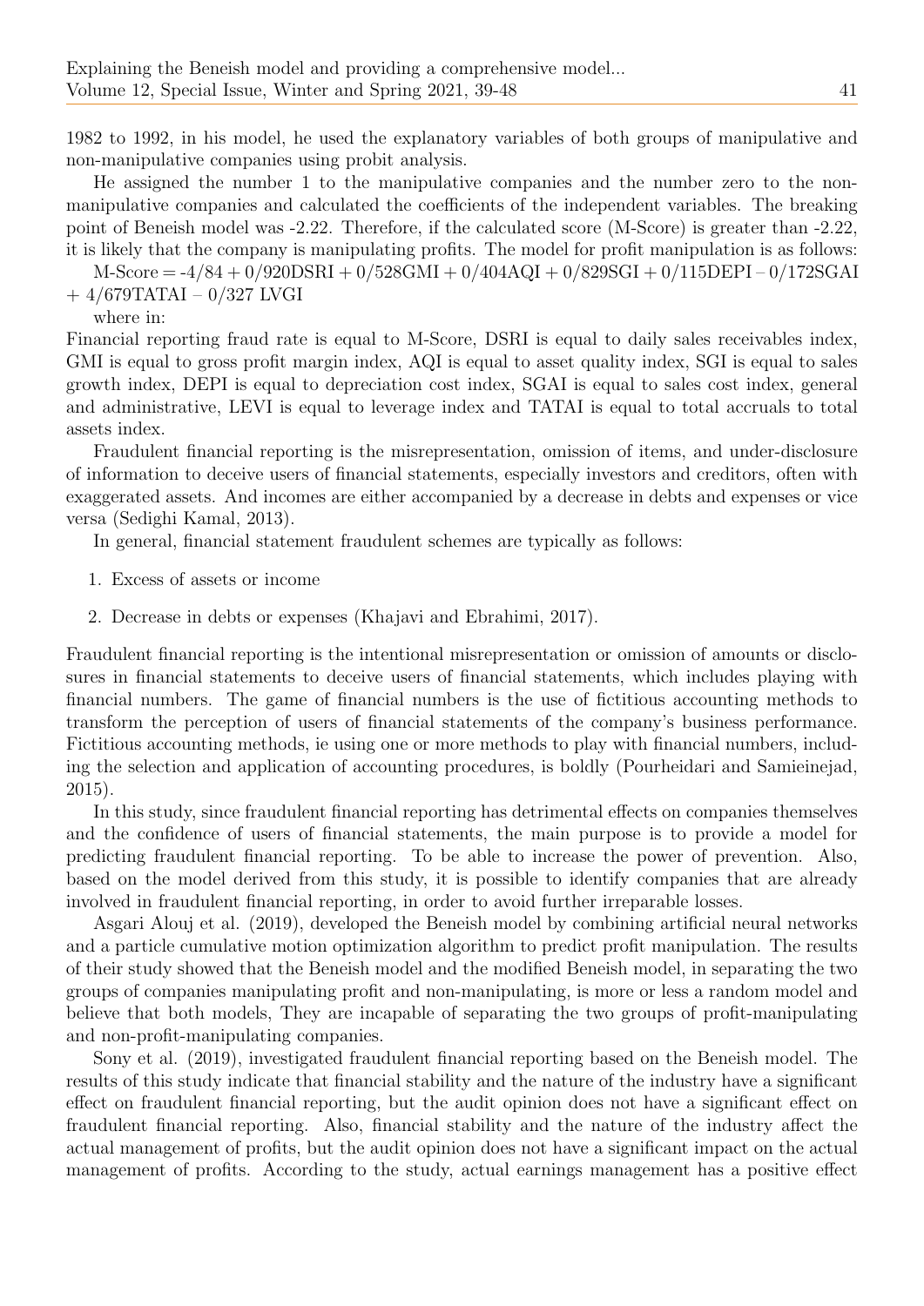1982 to 1992, in his model, he used the explanatory variables of both groups of manipulative and non-manipulative companies using probit analysis.

He assigned the number 1 to the manipulative companies and the number zero to the non-manipulative companies and calculated the coefficients of the independent variables. The breaking point of Beneish model was -2.22. Therefore, if the calculated score (M-Score) is greater than -2.22, it is likely that the company is manipulating profits. The model for profit manipulation is as follows:

M-Score = -4/84 + 0/920DSRI + 0/528GMI + 0/404AQI + 0/829SGI + 0/115DEPI – 0/172SGAI + 4/679TATAI – 0/327 LVGI

where in:

Financial reporting fraud rate is equal to M-Score, DSRI is equal to daily sales receivables index, GMI is equal to gross profit margin index, AQI is equal to asset quality index, SGI is equal to sales growth index, DEPI is equal to depreciation cost index, SGAI is equal to sales cost index, general and administrative, LEVI is equal to leverage index and TATAI is equal to total accruals to total assets index.

Fraudulent financial reporting is the misrepresentation, omission of items, and under-disclosure of information to deceive users of financial statements, especially investors and creditors, often with exaggerated assets. And incomes are either accompanied by a decrease in debts and expenses or vice versa (Sedighi Kamal, 2013).

In general, financial statement fraudulent schemes are typically as follows:

1. Excess of assets or income
2. Decrease in debts or expenses (Khajavi and Ebrahimi, 2017).

Fraudulent financial reporting is the intentional misrepresentation or omission of amounts or disclosures in financial statements to deceive users of financial statements, which includes playing with financial numbers. The game of financial numbers is the use of fictitious accounting methods to transform the perception of users of financial statements of the company's business performance. Fictitious accounting methods, ie using one or more methods to play with financial numbers, including the selection and application of accounting procedures, is boldly (Pourheidari and Samieinejad, 2015).

In this study, since fraudulent financial reporting has detrimental effects on companies themselves and the confidence of users of financial statements, the main purpose is to provide a model for predicting fraudulent financial reporting. To be able to increase the power of prevention. Also, based on the model derived from this study, it is possible to identify companies that are already involved in fraudulent financial reporting, in order to avoid further irreparable losses.

Asgari Alouj et al. (2019), developed the Beneish model by combining artificial neural networks and a particle cumulative motion optimization algorithm to predict profit manipulation. The results of their study showed that the Beneish model and the modified Beneish model, in separating the two groups of companies manipulating profit and non-manipulating, is more or less a random model and believe that both models, They are incapable of separating the two groups of profit-manipulating and non-profit-manipulating companies.

Sony et al. (2019), investigated fraudulent financial reporting based on the Beneish model. The results of this study indicate that financial stability and the nature of the industry have a significant effect on fraudulent financial reporting, but the audit opinion does not have a significant effect on fraudulent financial reporting. Also, financial stability and the nature of the industry affect the actual management of profits, but the audit opinion does not have a significant impact on the actual management of profits. According to the study, actual earnings management has a positive effect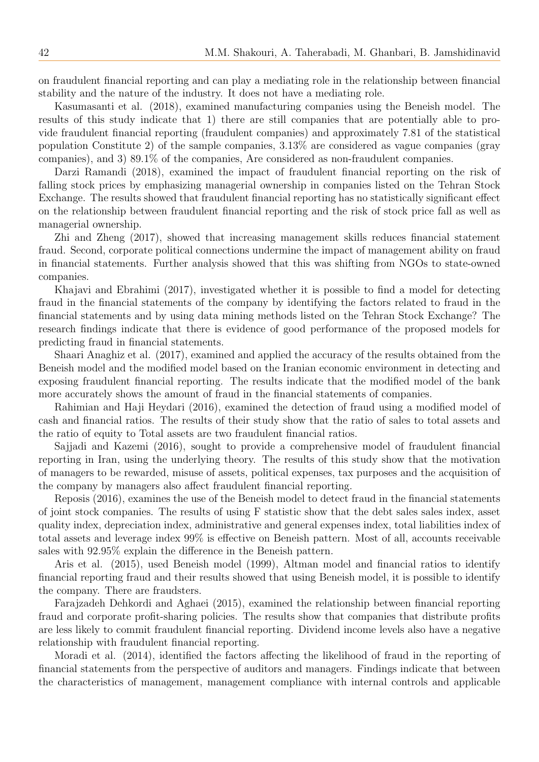on fraudulent financial reporting and can play a mediating role in the relationship between financial stability and the nature of the industry. It does not have a mediating role.

Kasumasanti et al. (2018), examined manufacturing companies using the Beneish model. The results of this study indicate that 1) there are still companies that are potentially able to provide fraudulent financial reporting (fraudulent companies) and approximately 7.81 of the statistical population Constitute 2) of the sample companies, 3.13% are considered as vague companies (gray companies), and 3) 89.1% of the companies, Are considered as non-fraudulent companies.

Darzi Ramandi (2018), examined the impact of fraudulent financial reporting on the risk of falling stock prices by emphasizing managerial ownership in companies listed on the Tehran Stock Exchange. The results showed that fraudulent financial reporting has no statistically significant effect on the relationship between fraudulent financial reporting and the risk of stock price fall as well as managerial ownership.

Zhi and Zheng (2017), showed that increasing management skills reduces financial statement fraud. Second, corporate political connections undermine the impact of management ability on fraud in financial statements. Further analysis showed that this was shifting from NGOs to state-owned companies.

Khajavi and Ebrahimi (2017), investigated whether it is possible to find a model for detecting fraud in the financial statements of the company by identifying the factors related to fraud in the financial statements and by using data mining methods listed on the Tehran Stock Exchange? The research findings indicate that there is evidence of good performance of the proposed models for predicting fraud in financial statements.

Shaari Anaghiz et al. (2017), examined and applied the accuracy of the results obtained from the Beneish model and the modified model based on the Iranian economic environment in detecting and exposing fraudulent financial reporting. The results indicate that the modified model of the bank more accurately shows the amount of fraud in the financial statements of companies.

Rahimian and Haji Heydari (2016), examined the detection of fraud using a modified model of cash and financial ratios. The results of their study show that the ratio of sales to total assets and the ratio of equity to Total assets are two fraudulent financial ratios.

Sajjadi and Kazemi (2016), sought to provide a comprehensive model of fraudulent financial reporting in Iran, using the underlying theory. The results of this study show that the motivation of managers to be rewarded, misuse of assets, political expenses, tax purposes and the acquisition of the company by managers also affect fraudulent financial reporting.

Reposis (2016), examines the use of the Beneish model to detect fraud in the financial statements of joint stock companies. The results of using F statistic show that the debt sales sales index, asset quality index, depreciation index, administrative and general expenses index, total liabilities index of total assets and leverage index 99% is effective on Beneish pattern. Most of all, accounts receivable sales with 92.95% explain the difference in the Beneish pattern.

Aris et al. (2015), used Beneish model (1999), Altman model and financial ratios to identify financial reporting fraud and their results showed that using Beneish model, it is possible to identify the company. There are fraudsters.

Farajzadeh Dehkordi and Aghaei (2015), examined the relationship between financial reporting fraud and corporate profit-sharing policies. The results show that companies that distribute profits are less likely to commit fraudulent financial reporting. Dividend income levels also have a negative relationship with fraudulent financial reporting.

Moradi et al. (2014), identified the factors affecting the likelihood of fraud in the reporting of financial statements from the perspective of auditors and managers. Findings indicate that between the characteristics of management, management compliance with internal controls and applicable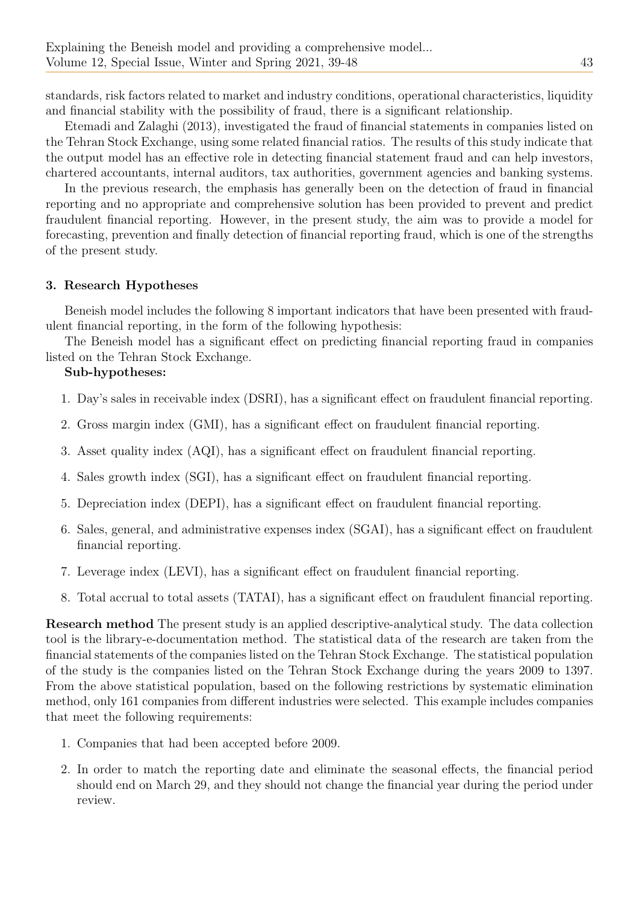standards, risk factors related to market and industry conditions, operational characteristics, liquidity and financial stability with the possibility of fraud, there is a significant relationship.

Etemadi and Zalaghi (2013), investigated the fraud of financial statements in companies listed on the Tehran Stock Exchange, using some related financial ratios. The results of this study indicate that the output model has an effective role in detecting financial statement fraud and can help investors, chartered accountants, internal auditors, tax authorities, government agencies and banking systems.

In the previous research, the emphasis has generally been on the detection of fraud in financial reporting and no appropriate and comprehensive solution has been provided to prevent and predict fraudulent financial reporting. However, in the present study, the aim was to provide a model for forecasting, prevention and finally detection of financial reporting fraud, which is one of the strengths of the present study.

## 3. Research Hypotheses

Beneish model includes the following 8 important indicators that have been presented with fraudulent financial reporting, in the form of the following hypothesis:

The Beneish model has a significant effect on predicting financial reporting fraud in companies listed on the Tehran Stock Exchange.

**Sub-hypotheses:**

1. Day's sales in receivable index (DSRI), has a significant effect on fraudulent financial reporting.
2. Gross margin index (GMI), has a significant effect on fraudulent financial reporting.
3. Asset quality index (AQI), has a significant effect on fraudulent financial reporting.
4. Sales growth index (SGI), has a significant effect on fraudulent financial reporting.
5. Depreciation index (DEPI), has a significant effect on fraudulent financial reporting.
6. Sales, general, and administrative expenses index (SGAI), has a significant effect on fraudulent financial reporting.
7. Leverage index (LEVI), has a significant effect on fraudulent financial reporting.
8. Total accrual to total assets (TATAI), has a significant effect on fraudulent financial reporting.

**Research method** The present study is an applied descriptive-analytical study. The data collection tool is the library-e-documentation method. The statistical data of the research are taken from the financial statements of the companies listed on the Tehran Stock Exchange. The statistical population of the study is the companies listed on the Tehran Stock Exchange during the years 2009 to 1397. From the above statistical population, based on the following restrictions by systematic elimination method, only 161 companies from different industries were selected. This example includes companies that meet the following requirements:

1. Companies that had been accepted before 2009.
2. In order to match the reporting date and eliminate the seasonal effects, the financial period should end on March 29, and they should not change the financial year during the period under review.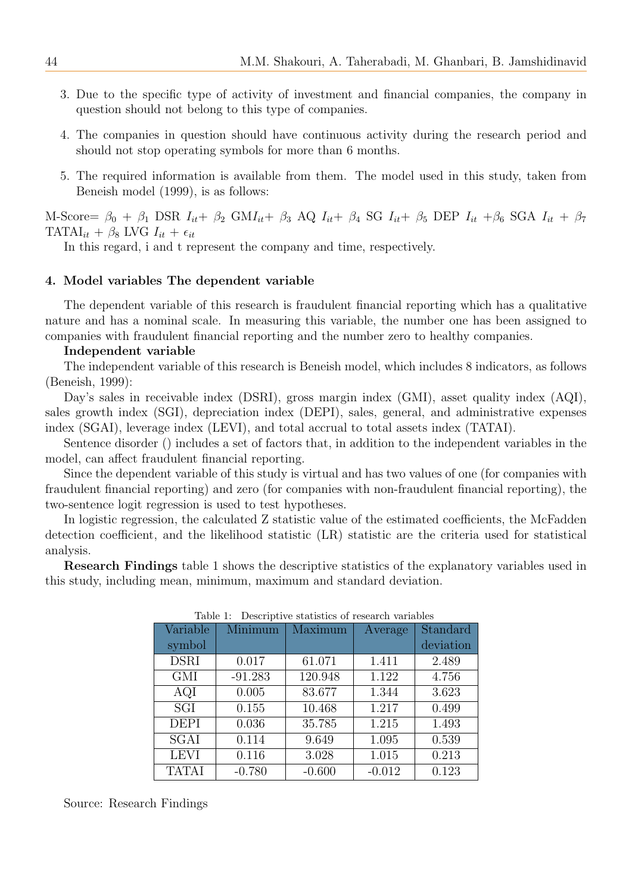3. Due to the specific type of activity of investment and financial companies, the company in question should not belong to this type of companies.

4. The companies in question should have continuous activity during the research period and should not stop operating symbols for more than 6 months.

5. The required information is available from them. The model used in this study, taken from Beneish model (1999), is as follows:

M-Score= $\beta_0$ + $\beta_1$ DSR $I_{it}$+ $\beta_2$ GM$I_{it}$+ $\beta_3$ AQ $I_{it}$+ $\beta_4$ SG $I_{it}$+ $\beta_5$ DEP $I_{it}$ +$\beta_6$ SGA $I_{it}$ + $\beta_7$ TATAI$_{it}$ + $\beta_8$ LVG $I_{it}$ + $\epsilon_{it}$

In this regard, i and t represent the company and time, respectively.

## 4. Model variables The dependent variable

The dependent variable of this research is fraudulent financial reporting which has a qualitative nature and has a nominal scale. In measuring this variable, the number one has been assigned to companies with fraudulent financial reporting and the number zero to healthy companies.

**Independent variable**

The independent variable of this research is Beneish model, which includes 8 indicators, as follows (Beneish, 1999):

Day's sales in receivable index (DSRI), gross margin index (GMI), asset quality index (AQI), sales growth index (SGI), depreciation index (DEPI), sales, general, and administrative expenses index (SGAI), leverage index (LEVI), and total accrual to total assets index (TATAI).

Sentence disorder () includes a set of factors that, in addition to the independent variables in the model, can affect fraudulent financial reporting.

Since the dependent variable of this study is virtual and has two values of one (for companies with fraudulent financial reporting) and zero (for companies with non-fraudulent financial reporting), the two-sentence logit regression is used to test hypotheses.

In logistic regression, the calculated Z statistic value of the estimated coefficients, the McFadden detection coefficient, and the likelihood statistic (LR) statistic are the criteria used for statistical analysis.

**Research Findings** table 1 shows the descriptive statistics of the explanatory variables used in this study, including mean, minimum, maximum and standard deviation.

Table 1: Descriptive statistics of research variables

| Variable symbol | Minimum | Maximum | Average | Standard deviation |
|---|---|---|---|---|
| DSRI | 0.017 | 61.071 | 1.411 | 2.489 |
| GMI | -91.283 | 120.948 | 1.122 | 4.756 |
| AQI | 0.005 | 83.677 | 1.344 | 3.623 |
| SGI | 0.155 | 10.468 | 1.217 | 0.499 |
| DEPI | 0.036 | 35.785 | 1.215 | 1.493 |
| SGAI | 0.114 | 9.649 | 1.095 | 0.539 |
| LEVI | 0.116 | 3.028 | 1.015 | 0.213 |
| TATAI | -0.780 | -0.600 | -0.012 | 0.123 |

Source: Research Findings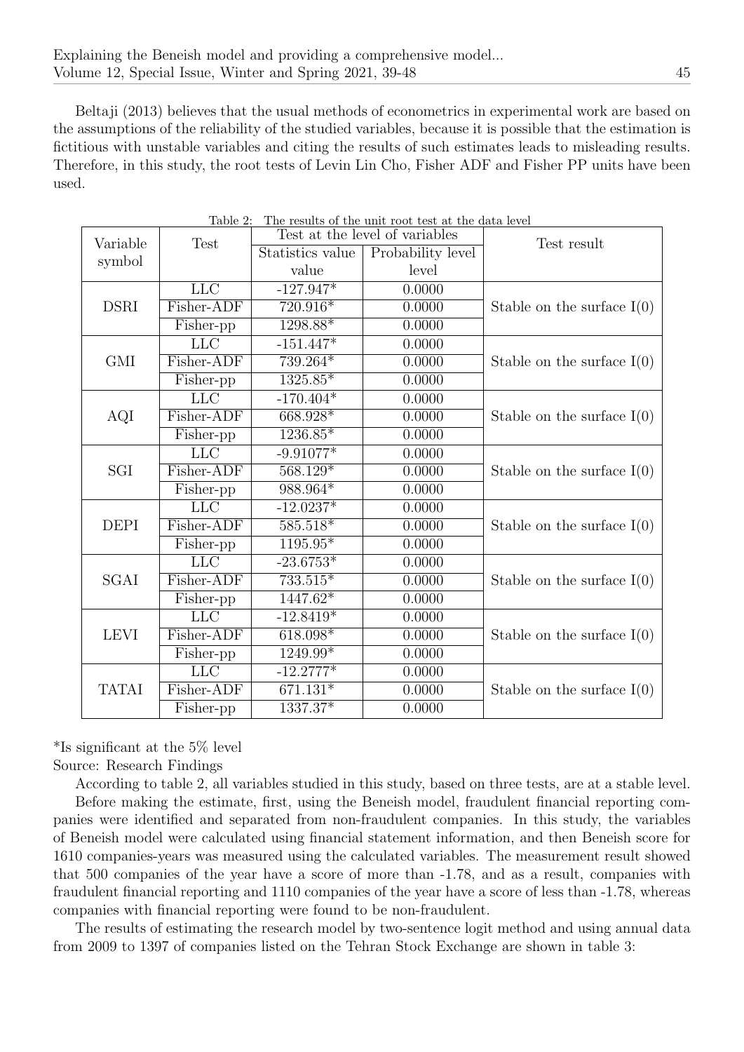Beltaji (2013) believes that the usual methods of econometrics in experimental work are based on the assumptions of the reliability of the studied variables, because it is possible that the estimation is fictitious with unstable variables and citing the results of such estimates leads to misleading results. Therefore, in this study, the root tests of Levin Lin Cho, Fisher ADF and Fisher PP units have been used.

Table 2: The results of the unit root test at the data level

| Variable symbol | Test | Test at the level of variables | | Test result |
|---|---|---|---|---|
| | | Statistics value value | Probability level level | |
| DSRI | LLC | -127.947* | 0.0000 | Stable on the surface I(0) |
| | Fisher-ADF | 720.916* | 0.0000 | |
| | Fisher-pp | 1298.88* | 0.0000 | |
| GMI | LLC | -151.447* | 0.0000 | Stable on the surface I(0) |
| | Fisher-ADF | 739.264* | 0.0000 | |
| | Fisher-pp | 1325.85* | 0.0000 | |
| AQI | LLC | -170.404* | 0.0000 | Stable on the surface I(0) |
| | Fisher-ADF | 668.928* | 0.0000 | |
| | Fisher-pp | 1236.85* | 0.0000 | |
| SGI | LLC | -9.91077* | 0.0000 | Stable on the surface I(0) |
| | Fisher-ADF | 568.129* | 0.0000 | |
| | Fisher-pp | 988.964* | 0.0000 | |
| DEPI | LLC | -12.0237* | 0.0000 | Stable on the surface I(0) |
| | Fisher-ADF | 585.518* | 0.0000 | |
| | Fisher-pp | 1195.95* | 0.0000 | |
| SGAI | LLC | -23.6753* | 0.0000 | Stable on the surface I(0) |
| | Fisher-ADF | 733.515* | 0.0000 | |
| | Fisher-pp | 1447.62* | 0.0000 | |
| LEVI | LLC | -12.8419* | 0.0000 | Stable on the surface I(0) |
| | Fisher-ADF | 618.098* | 0.0000 | |
| | Fisher-pp | 1249.99* | 0.0000 | |
| TATAI | LLC | -12.2777* | 0.0000 | Stable on the surface I(0) |
| | Fisher-ADF | 671.131* | 0.0000 | |
| | Fisher-pp | 1337.37* | 0.0000 | |

*Is significant at the 5% level

Source: Research Findings

According to table 2, all variables studied in this study, based on three tests, are at a stable level.

Before making the estimate, first, using the Beneish model, fraudulent financial reporting companies were identified and separated from non-fraudulent companies. In this study, the variables of Beneish model were calculated using financial statement information, and then Beneish score for 1610 companies-years was measured using the calculated variables. The measurement result showed that 500 companies of the year have a score of more than -1.78, and as a result, companies with fraudulent financial reporting and 1110 companies of the year have a score of less than -1.78, whereas companies with financial reporting were found to be non-fraudulent.

The results of estimating the research model by two-sentence logit method and using annual data from 2009 to 1397 of companies listed on the Tehran Stock Exchange are shown in table 3: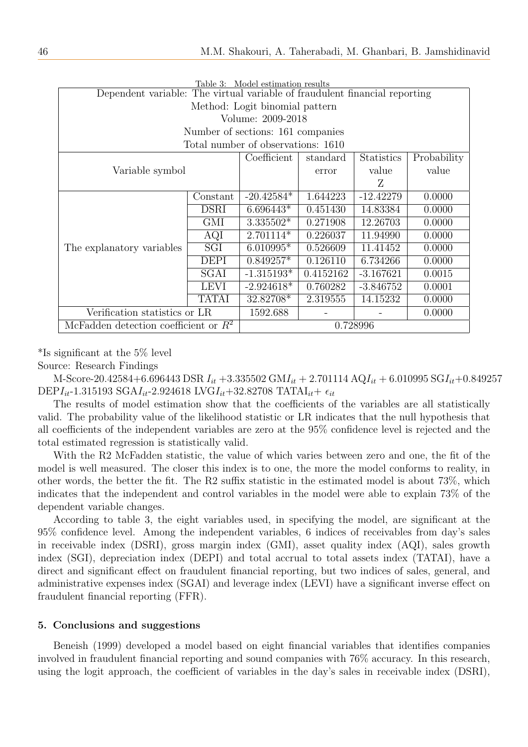Table 3: Model estimation results

| Dependent variable: The virtual variable of fraudulent financial reporting | | | | | | |
|---|---|---|---|---|---|---|
| Method: Logit binomial pattern | | | | | | |
| Volume: 2009-2018 | | | | | | |
| Number of sections: 161 companies | | | | | | |
| Total number of observations: 1610 | | | | | | |
| Variable symbol | | Coefficient | standard error | Statistics value Z | Probability value |
| The explanatory variables | Constant | -20.42584* | 1.644223 | -12.42279 | 0.0000 |
| | DSRI | 6.696443* | 0.451430 | 14.83384 | 0.0000 |
| | GMI | 3.335502* | 0.271908 | 12.26703 | 0.0000 |
| | AQI | 2.701114* | 0.226037 | 11.94990 | 0.0000 |
| | SGI | 6.010995* | 0.526609 | 11.41452 | 0.0000 |
| | DEPI | 0.849257* | 0.126110 | 6.734266 | 0.0000 |
| | SGAI | -1.315193* | 0.4152162 | -3.167621 | 0.0015 |
| | LEVI | -2.924618* | 0.760282 | -3.846752 | 0.0001 |
| | TATAI | 32.82708* | 2.319555 | 14.15232 | 0.0000 |
| Verification statistics or LR | | 1592.688 | - | - | 0.0000 |
| McFadden detection coefficient or $R^2$ | | 0.728996 | | | |

*Is significant at the 5% level

Source: Research Findings

M-Score-20.42584+6.696443 DSR $I_{it}$ +3.335502 GM$I_{it}$ + 2.701114 AQ$I_{it}$ + 6.010995 SG$I_{it}$+0.849257 DEP$I_{it}$-1.315193 SGA$I_{it}$-2.924618 LVG$I_{it}$+32.82708 TATAI$_{it}$+ $\epsilon_{it}$

The results of model estimation show that the coefficients of the variables are all statistically valid. The probability value of the likelihood statistic or LR indicates that the null hypothesis that all coefficients of the independent variables are zero at the 95% confidence level is rejected and the total estimated regression is statistically valid.

With the R2 McFadden statistic, the value of which varies between zero and one, the fit of the model is well measured. The closer this index is to one, the more the model conforms to reality, in other words, the better the fit. The R2 suffix statistic in the estimated model is about 73%, which indicates that the independent and control variables in the model were able to explain 73% of the dependent variable changes.

According to table 3, the eight variables used, in specifying the model, are significant at the 95% confidence level. Among the independent variables, 6 indices of receivables from day's sales in receivable index (DSRI), gross margin index (GMI), asset quality index (AQI), sales growth index (SGI), depreciation index (DEPI) and total accrual to total assets index (TATAI), have a direct and significant effect on fraudulent financial reporting, but two indices of sales, general, and administrative expenses index (SGAI) and leverage index (LEVI) have a significant inverse effect on fraudulent financial reporting (FFR).

## 5. Conclusions and suggestions

Beneish (1999) developed a model based on eight financial variables that identifies companies involved in fraudulent financial reporting and sound companies with 76% accuracy. In this research, using the logit approach, the coefficient of variables in the day's sales in receivable index (DSRI),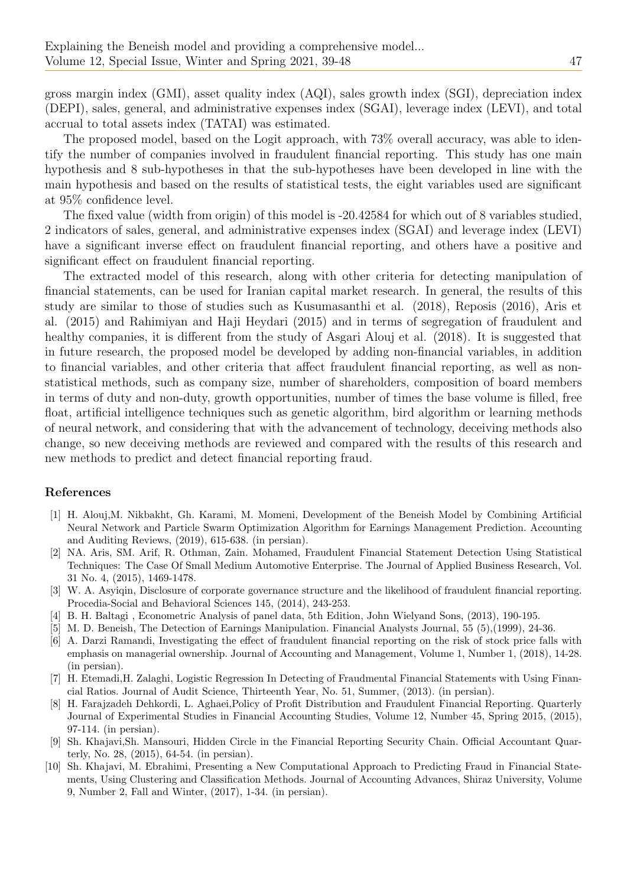gross margin index (GMI), asset quality index (AQI), sales growth index (SGI), depreciation index (DEPI), sales, general, and administrative expenses index (SGAI), leverage index (LEVI), and total accrual to total assets index (TATAI) was estimated.

The proposed model, based on the Logit approach, with 73% overall accuracy, was able to identify the number of companies involved in fraudulent financial reporting. This study has one main hypothesis and 8 sub-hypotheses in that the sub-hypotheses have been developed in line with the main hypothesis and based on the results of statistical tests, the eight variables used are significant at 95% confidence level.

The fixed value (width from origin) of this model is -20.42584 for which out of 8 variables studied, 2 indicators of sales, general, and administrative expenses index (SGAI) and leverage index (LEVI) have a significant inverse effect on fraudulent financial reporting, and others have a positive and significant effect on fraudulent financial reporting.

The extracted model of this research, along with other criteria for detecting manipulation of financial statements, can be used for Iranian capital market research. In general, the results of this study are similar to those of studies such as Kusumasanthi et al. (2018), Reposis (2016), Aris et al. (2015) and Rahimiyan and Haji Heydari (2015) and in terms of segregation of fraudulent and healthy companies, it is different from the study of Asgari Alouj et al. (2018). It is suggested that in future research, the proposed model be developed by adding non-financial variables, in addition to financial variables, and other criteria that affect fraudulent financial reporting, as well as non-statistical methods, such as company size, number of shareholders, composition of board members in terms of duty and non-duty, growth opportunities, number of times the base volume is filled, free float, artificial intelligence techniques such as genetic algorithm, bird algorithm or learning methods of neural network, and considering that with the advancement of technology, deceiving methods also change, so new deceiving methods are reviewed and compared with the results of this research and new methods to predict and detect financial reporting fraud.

## References

[1] H. Alouj,M. Nikbakht, Gh. Karami, M. Momeni, Development of the Beneish Model by Combining Artificial Neural Network and Particle Swarm Optimization Algorithm for Earnings Management Prediction. Accounting and Auditing Reviews, (2019), 615-638. (in persian).

[2] NA. Aris, SM. Arif, R. Othman, Zain. Mohamed, Fraudulent Financial Statement Detection Using Statistical Techniques: The Case Of Small Medium Automotive Enterprise. The Journal of Applied Business Research, Vol. 31 No. 4, (2015), 1469-1478.

[3] W. A. Asyiqin, Disclosure of corporate governance structure and the likelihood of fraudulent financial reporting. Procedia-Social and Behavioral Sciences 145, (2014), 243-253.

[4] B. H. Baltagi , Econometric Analysis of panel data, 5th Edition, John Wielyand Sons, (2013), 190-195.

[5] M. D. Beneish, The Detection of Earnings Manipulation. Financial Analysts Journal, 55 (5),(1999), 24-36.

[6] A. Darzi Ramandi, Investigating the effect of fraudulent financial reporting on the risk of stock price falls with emphasis on managerial ownership. Journal of Accounting and Management, Volume 1, Number 1, (2018), 14-28. (in persian).

[7] H. Etemadi,H. Zalaghi, Logistic Regression In Detecting of Fraudmental Financial Statements with Using Financial Ratios. Journal of Audit Science, Thirteenth Year, No. 51, Summer, (2013). (in persian).

[8] H. Farajzadeh Dehkordi, L. Aghaei,Policy of Profit Distribution and Fraudulent Financial Reporting. Quarterly Journal of Experimental Studies in Financial Accounting Studies, Volume 12, Number 45, Spring 2015, (2015), 97-114. (in persian).

[9] Sh. Khajavi,Sh. Mansouri, Hidden Circle in the Financial Reporting Security Chain. Official Accountant Quarterly, No. 28, (2015), 64-54. (in persian).

[10] Sh. Khajavi, M. Ebrahimi, Presenting a New Computational Approach to Predicting Fraud in Financial Statements, Using Clustering and Classification Methods. Journal of Accounting Advances, Shiraz University, Volume 9, Number 2, Fall and Winter, (2017), 1-34. (in persian).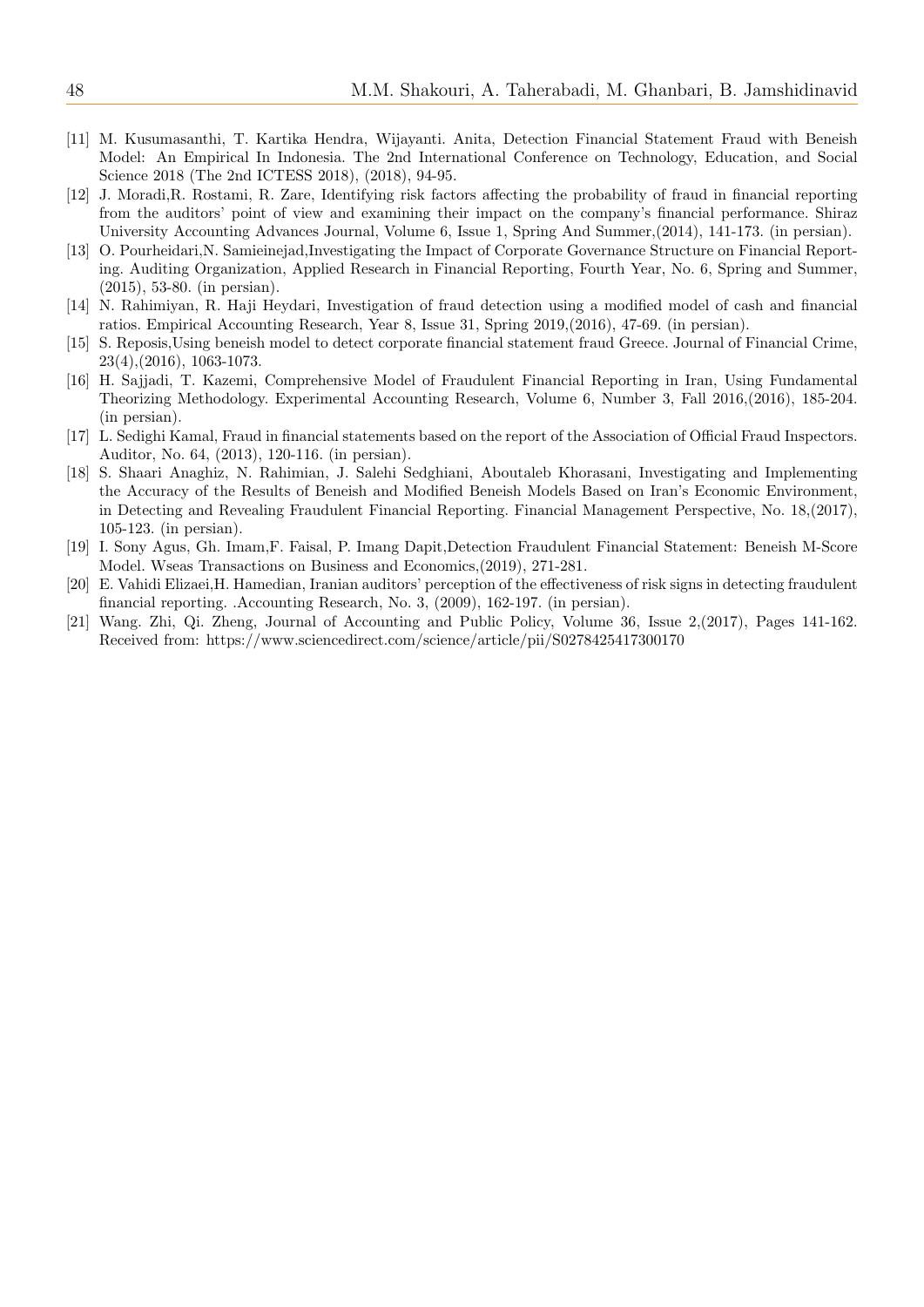[11] M. Kusumasanthi, T. Kartika Hendra, Wijayanti. Anita, Detection Financial Statement Fraud with Beneish Model: An Empirical In Indonesia. The 2nd International Conference on Technology, Education, and Social Science 2018 (The 2nd ICTESS 2018), (2018), 94-95.

[12] J. Moradi,R. Rostami, R. Zare, Identifying risk factors affecting the probability of fraud in financial reporting from the auditors' point of view and examining their impact on the company's financial performance. Shiraz University Accounting Advances Journal, Volume 6, Issue 1, Spring And Summer,(2014), 141-173. (in persian).

[13] O. Pourheidari,N. Samieinejad,Investigating the Impact of Corporate Governance Structure on Financial Reporting. Auditing Organization, Applied Research in Financial Reporting, Fourth Year, No. 6, Spring and Summer, (2015), 53-80. (in persian).

[14] N. Rahimiyan, R. Haji Heydari, Investigation of fraud detection using a modified model of cash and financial ratios. Empirical Accounting Research, Year 8, Issue 31, Spring 2019,(2016), 47-69. (in persian).

[15] S. Reposis,Using beneish model to detect corporate financial statement fraud Greece. Journal of Financial Crime, 23(4),(2016), 1063-1073.

[16] H. Sajjadi, T. Kazemi, Comprehensive Model of Fraudulent Financial Reporting in Iran, Using Fundamental Theorizing Methodology. Experimental Accounting Research, Volume 6, Number 3, Fall 2016,(2016), 185-204. (in persian).

[17] L. Sedighi Kamal, Fraud in financial statements based on the report of the Association of Official Fraud Inspectors. Auditor, No. 64, (2013), 120-116. (in persian).

[18] S. Shaari Anaghiz, N. Rahimian, J. Salehi Sedghiani, Aboutaleb Khorasani, Investigating and Implementing the Accuracy of the Results of Beneish and Modified Beneish Models Based on Iran's Economic Environment, in Detecting and Revealing Fraudulent Financial Reporting. Financial Management Perspective, No. 18,(2017), 105-123. (in persian).

[19] I. Sony Agus, Gh. Imam,F. Faisal, P. Imang Dapit,Detection Fraudulent Financial Statement: Beneish M-Score Model. Wseas Transactions on Business and Economics,(2019), 271-281.

[20] E. Vahidi Elizaei,H. Hamedian, Iranian auditors' perception of the effectiveness of risk signs in detecting fraudulent financial reporting. .Accounting Research, No. 3, (2009), 162-197. (in persian).

[21] Wang. Zhi, Qi. Zheng, Journal of Accounting and Public Policy, Volume 36, Issue 2,(2017), Pages 141-162. Received from: https://www.sciencedirect.com/science/article/pii/S0278425417300170